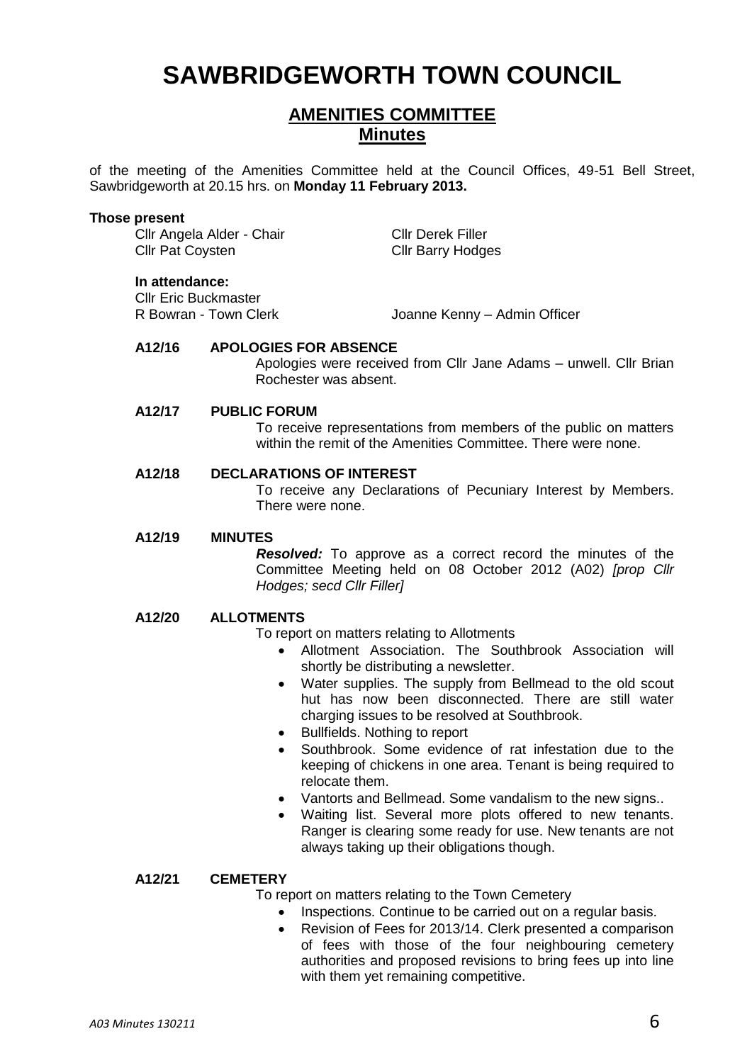# SAWBRIDGEWORTH TOWN COUNCIL

## AMENITIES COMMITTEE
## Minutes

of the meeting of the Amenities Committee held at the Council Offices, 49-51 Bell Street, Sawbridgeworth at 20.15 hrs. on **Monday 11 February 2013.**

**Those present**

Cllr Angela Alder - Chair
Cllr Derek Filler
Cllr Pat Coysten
Cllr Barry Hodges

**In attendance:**

Cllr Eric Buckmaster
R Bowran - Town Clerk
Joanne Kenny – Admin Officer

**A12/16 APOLOGIES FOR ABSENCE**

Apologies were received from Cllr Jane Adams – unwell. Cllr Brian Rochester was absent.

**A12/17 PUBLIC FORUM**

To receive representations from members of the public on matters within the remit of the Amenities Committee. There were none.

**A12/18 DECLARATIONS OF INTEREST**

To receive any Declarations of Pecuniary Interest by Members. There were none.

**A12/19 MINUTES**

***Resolved:*** To approve as a correct record the minutes of the Committee Meeting held on 08 October 2012 (A02) *[prop Cllr Hodges; secd Cllr Filler]*

**A12/20 ALLOTMENTS**

To report on matters relating to Allotments

- Allotment Association. The Southbrook Association will shortly be distributing a newsletter.
- Water supplies. The supply from Bellmead to the old scout hut has now been disconnected. There are still water charging issues to be resolved at Southbrook.
- Bullfields. Nothing to report
- Southbrook. Some evidence of rat infestation due to the keeping of chickens in one area. Tenant is being required to relocate them.
- Vantorts and Bellmead. Some vandalism to the new signs..
- Waiting list. Several more plots offered to new tenants. Ranger is clearing some ready for use. New tenants are not always taking up their obligations though.

**A12/21 CEMETERY**

To report on matters relating to the Town Cemetery

- Inspections. Continue to be carried out on a regular basis.
- Revision of Fees for 2013/14. Clerk presented a comparison of fees with those of the four neighbouring cemetery authorities and proposed revisions to bring fees up into line with them yet remaining competitive.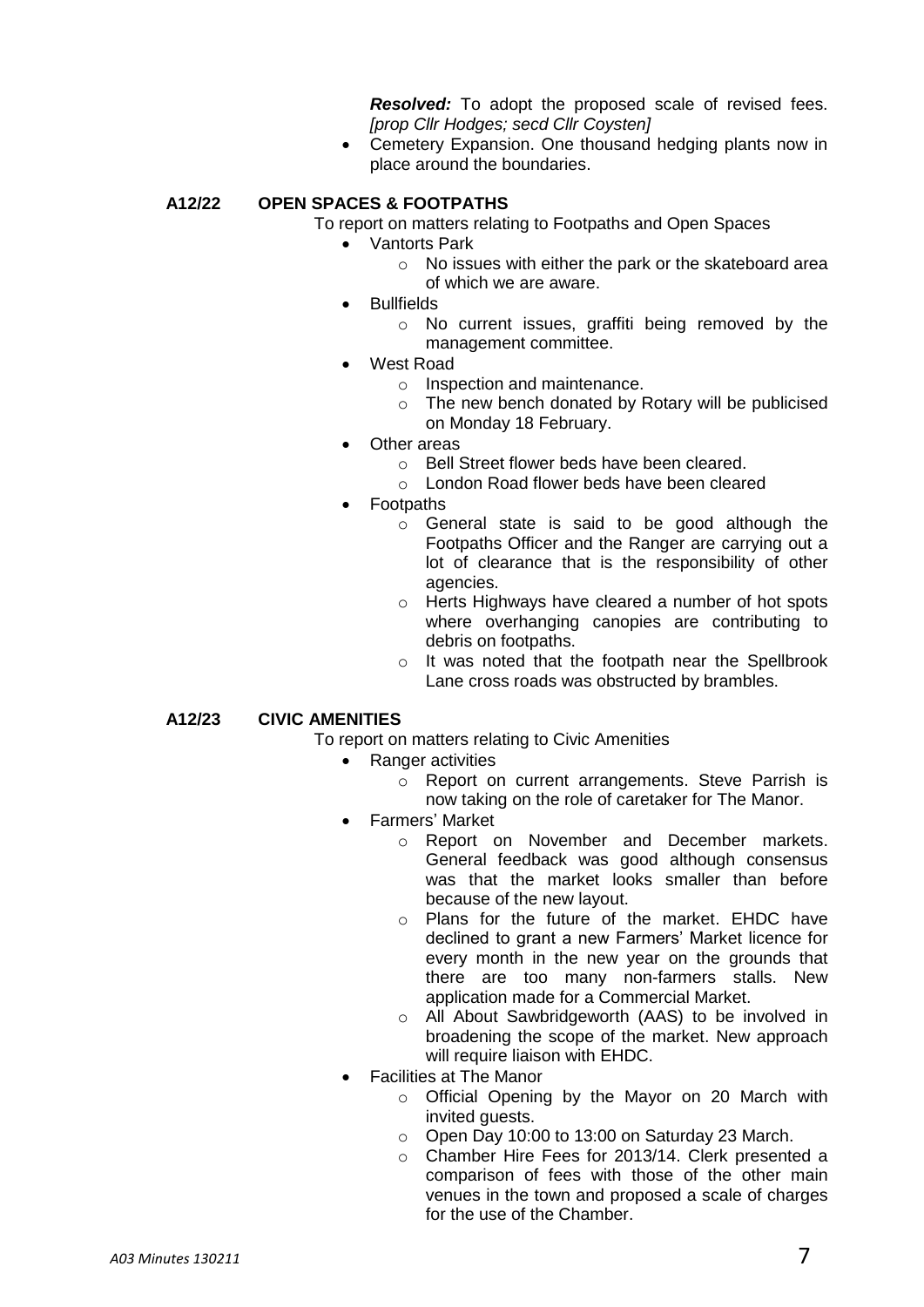*Resolved:* To adopt the proposed scale of revised fees. *[prop Cllr Hodges; secd Cllr Coysten]*

- Cemetery Expansion. One thousand hedging plants now in place around the boundaries.

## A12/22 OPEN SPACES & FOOTPATHS

To report on matters relating to Footpaths and Open Spaces

- Vantorts Park
  - No issues with either the park or the skateboard area of which we are aware.
- Bullfields
  - No current issues, graffiti being removed by the management committee.
- West Road
  - Inspection and maintenance.
  - The new bench donated by Rotary will be publicised on Monday 18 February.
- Other areas
  - Bell Street flower beds have been cleared.
  - London Road flower beds have been cleared
- Footpaths
  - General state is said to be good although the Footpaths Officer and the Ranger are carrying out a lot of clearance that is the responsibility of other agencies.
  - Herts Highways have cleared a number of hot spots where overhanging canopies are contributing to debris on footpaths.
  - It was noted that the footpath near the Spellbrook Lane cross roads was obstructed by brambles.

## A12/23 CIVIC AMENITIES

To report on matters relating to Civic Amenities

- Ranger activities
  - Report on current arrangements. Steve Parrish is now taking on the role of caretaker for The Manor.
- Farmers' Market
  - Report on November and December markets. General feedback was good although consensus was that the market looks smaller than before because of the new layout.
  - Plans for the future of the market. EHDC have declined to grant a new Farmers' Market licence for every month in the new year on the grounds that there are too many non-farmers stalls. New application made for a Commercial Market.
  - All About Sawbridgeworth (AAS) to be involved in broadening the scope of the market. New approach will require liaison with EHDC.
- Facilities at The Manor
  - Official Opening by the Mayor on 20 March with invited guests.
  - Open Day 10:00 to 13:00 on Saturday 23 March.
  - Chamber Hire Fees for 2013/14. Clerk presented a comparison of fees with those of the other main venues in the town and proposed a scale of charges for the use of the Chamber.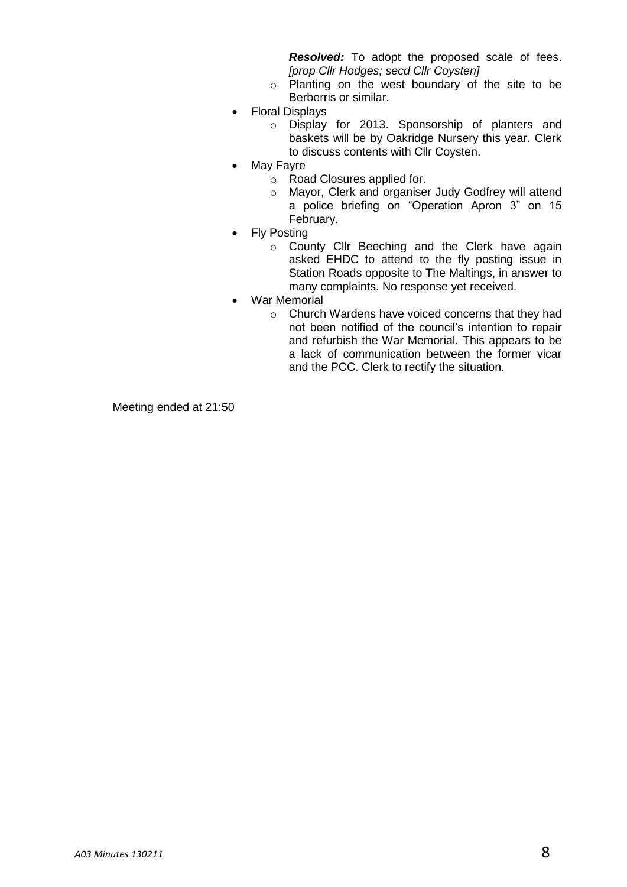**Resolved:** To adopt the proposed scale of fees. *[prop Cllr Hodges; secd Cllr Coysten]*

  - Planting on the west boundary of the site to be Berberris or similar.
- Floral Displays
  - Display for 2013. Sponsorship of planters and baskets will be by Oakridge Nursery this year. Clerk to discuss contents with Cllr Coysten.
- May Fayre
  - Road Closures applied for.
  - Mayor, Clerk and organiser Judy Godfrey will attend a police briefing on "Operation Apron 3" on 15 February.
- Fly Posting
  - County Cllr Beeching and the Clerk have again asked EHDC to attend to the fly posting issue in Station Roads opposite to The Maltings, in answer to many complaints. No response yet received.
- War Memorial
  - Church Wardens have voiced concerns that they had not been notified of the council's intention to repair and refurbish the War Memorial. This appears to be a lack of communication between the former vicar and the PCC. Clerk to rectify the situation.

Meeting ended at 21:50